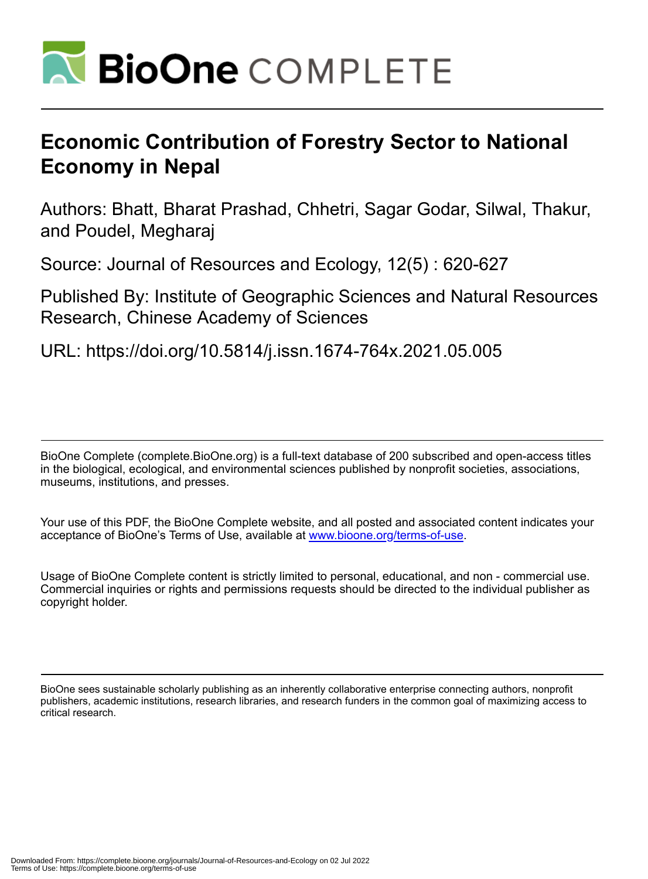# BioOne COMPLETE

# Economic Contribution of Forestry Sector to National Economy in Nepal

Authors: Bhatt, Bharat Prashad, Chhetri, Sagar Godar, Silwal, Thakur, and Poudel, Megharaj

Source: Journal of Resources and Ecology, 12(5) : 620-627

Published By: Institute of Geographic Sciences and Natural Resources Research, Chinese Academy of Sciences

URL: https://doi.org/10.5814/j.issn.1674-764x.2021.05.005

---

BioOne Complete (complete.BioOne.org) is a full-text database of 200 subscribed and open-access titles in the biological, ecological, and environmental sciences published by nonprofit societies, associations, museums, institutions, and presses.

Your use of this PDF, the BioOne Complete website, and all posted and associated content indicates your acceptance of BioOne's Terms of Use, available at www.bioone.org/terms-of-use.

Usage of BioOne Complete content is strictly limited to personal, educational, and non - commercial use. Commercial inquiries or rights and permissions requests should be directed to the individual publisher as copyright holder.

---

BioOne sees sustainable scholarly publishing as an inherently collaborative enterprise connecting authors, nonprofit publishers, academic institutions, research libraries, and research funders in the common goal of maximizing access to critical research.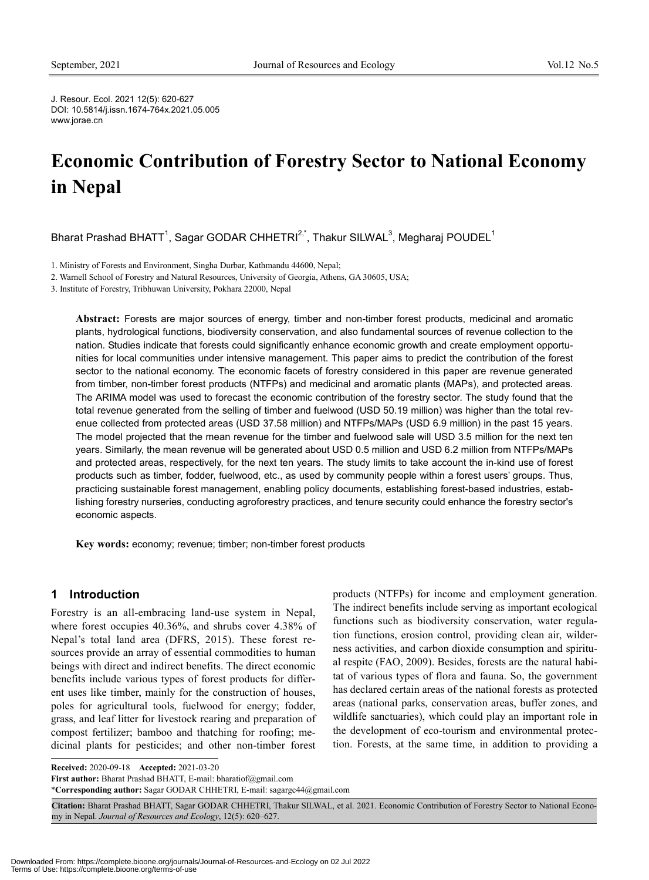J. Resour. Ecol. 2021 12(5): 620-627
DOI: 10.5814/j.issn.1674-764x.2021.05.005
www.jorae.cn

# Economic Contribution of Forestry Sector to National Economy in Nepal

Bharat Prashad BHATT[1], Sagar GODAR CHHETRI[2,*], Thakur SILWAL[3], Megharaj POUDEL[1]

1. Ministry of Forests and Environment, Singha Durbar, Kathmandu 44600, Nepal;
2. Warnell School of Forestry and Natural Resources, University of Georgia, Athens, GA 30605, USA;
3. Institute of Forestry, Tribhuwan University, Pokhara 22000, Nepal

**Abstract:** Forests are major sources of energy, timber and non-timber forest products, medicinal and aromatic plants, hydrological functions, biodiversity conservation, and also fundamental sources of revenue collection to the nation. Studies indicate that forests could significantly enhance economic growth and create employment opportunities for local communities under intensive management. This paper aims to predict the contribution of the forest sector to the national economy. The economic facets of forestry considered in this paper are revenue generated from timber, non-timber forest products (NTFPs) and medicinal and aromatic plants (MAPs), and protected areas. The ARIMA model was used to forecast the economic contribution of the forestry sector. The study found that the total revenue generated from the selling of timber and fuelwood (USD 50.19 million) was higher than the total revenue collected from protected areas (USD 37.58 million) and NTFPs/MAPs (USD 6.9 million) in the past 15 years. The model projected that the mean revenue for the timber and fuelwood sale will USD 3.5 million for the next ten years. Similarly, the mean revenue will be generated about USD 0.5 million and USD 6.2 million from NTFPs/MAPs and protected areas, respectively, for the next ten years. The study limits to take account the in-kind use of forest products such as timber, fodder, fuelwood, etc., as used by community people within a forest users' groups. Thus, practicing sustainable forest management, enabling policy documents, establishing forest-based industries, establishing forestry nurseries, conducting agroforestry practices, and tenure security could enhance the forestry sector's economic aspects.

**Key words:** economy; revenue; timber; non-timber forest products

## 1 Introduction

Forestry is an all-embracing land-use system in Nepal, where forest occupies 40.36%, and shrubs cover 4.38% of Nepal's total land area (DFRS, 2015). These forest resources provide an array of essential commodities to human beings with direct and indirect benefits. The direct economic benefits include various types of forest products for different uses like timber, mainly for the construction of houses, poles for agricultural tools, fuelwood for energy; fodder, grass, and leaf litter for livestock rearing and preparation of compost fertilizer; bamboo and thatching for roofing; medicinal plants for pesticides; and other non-timber forest products (NTFPs) for income and employment generation. The indirect benefits include serving as important ecological functions such as biodiversity conservation, water regulation functions, erosion control, providing clean air, wilderness activities, and carbon dioxide consumption and spiritual respite (FAO, 2009). Besides, forests are the natural habitat of various types of flora and fauna. So, the government has declared certain areas of the national forests as protected areas (national parks, conservation areas, buffer zones, and wildlife sanctuaries), which could play an important role in the development of eco-tourism and environmental protection. Forests, at the same time, in addition to providing a

**Received:** 2020-09-18 **Accepted:** 2021-03-20
**First author:** Bharat Prashad BHATT, E-mail: bharatiof@gmail.com
*__Corresponding author:__ Sagar GODAR CHHETRI, E-mail: sagargc44@gmail.com

**Citation:** Bharat Prashad BHATT, Sagar GODAR CHHETRI, Thakur SILWAL, et al. 2021. Economic Contribution of Forestry Sector to National Economy in Nepal. *Journal of Resources and Ecology*, 12(5): 620–627.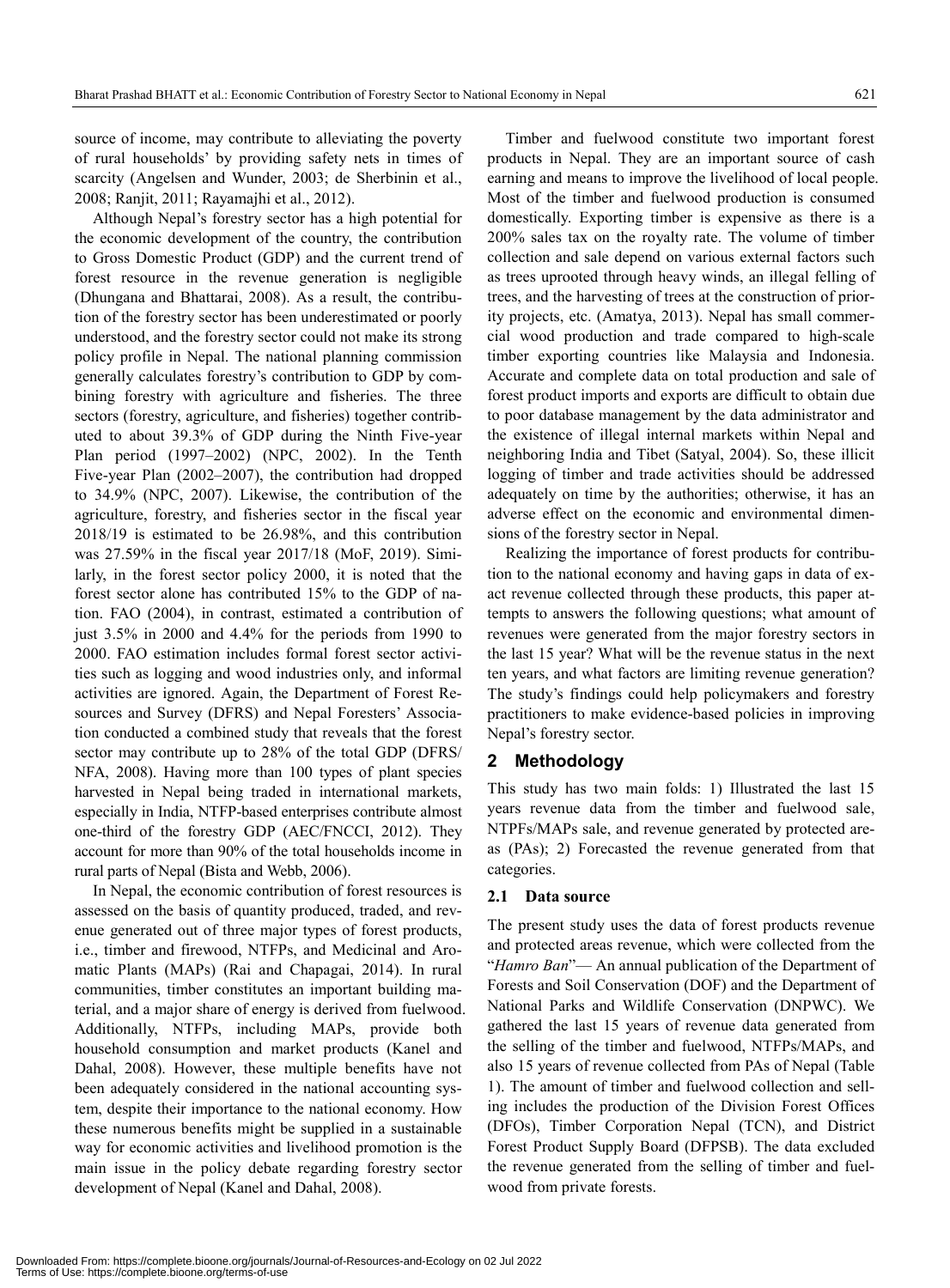source of income, may contribute to alleviating the poverty of rural households' by providing safety nets in times of scarcity (Angelsen and Wunder, 2003; de Sherbinin et al., 2008; Ranjit, 2011; Rayamajhi et al., 2012).

Although Nepal's forestry sector has a high potential for the economic development of the country, the contribution to Gross Domestic Product (GDP) and the current trend of forest resource in the revenue generation is negligible (Dhungana and Bhattarai, 2008). As a result, the contribution of the forestry sector has been underestimated or poorly understood, and the forestry sector could not make its strong policy profile in Nepal. The national planning commission generally calculates forestry's contribution to GDP by combining forestry with agriculture and fisheries. The three sectors (forestry, agriculture, and fisheries) together contributed to about 39.3% of GDP during the Ninth Five-year Plan period (1997–2002) (NPC, 2002). In the Tenth Five-year Plan (2002–2007), the contribution had dropped to 34.9% (NPC, 2007). Likewise, the contribution of the agriculture, forestry, and fisheries sector in the fiscal year 2018/19 is estimated to be 26.98%, and this contribution was 27.59% in the fiscal year 2017/18 (MoF, 2019). Similarly, in the forest sector policy 2000, it is noted that the forest sector alone has contributed 15% to the GDP of nation. FAO (2004), in contrast, estimated a contribution of just 3.5% in 2000 and 4.4% for the periods from 1990 to 2000. FAO estimation includes formal forest sector activities such as logging and wood industries only, and informal activities are ignored. Again, the Department of Forest Resources and Survey (DFRS) and Nepal Foresters' Association conducted a combined study that reveals that the forest sector may contribute up to 28% of the total GDP (DFRS/NFA, 2008). Having more than 100 types of plant species harvested in Nepal being traded in international markets, especially in India, NTFP-based enterprises contribute almost one-third of the forestry GDP (AEC/FNCCI, 2012). They account for more than 90% of the total households income in rural parts of Nepal (Bista and Webb, 2006).

In Nepal, the economic contribution of forest resources is assessed on the basis of quantity produced, traded, and revenue generated out of three major types of forest products, i.e., timber and firewood, NTFPs, and Medicinal and Aromatic Plants (MAPs) (Rai and Chapagai, 2014). In rural communities, timber constitutes an important building material, and a major share of energy is derived from fuelwood. Additionally, NTFPs, including MAPs, provide both household consumption and market products (Kanel and Dahal, 2008). However, these multiple benefits have not been adequately considered in the national accounting system, despite their importance to the national economy. How these numerous benefits might be supplied in a sustainable way for economic activities and livelihood promotion is the main issue in the policy debate regarding forestry sector development of Nepal (Kanel and Dahal, 2008).

Timber and fuelwood constitute two important forest products in Nepal. They are an important source of cash earning and means to improve the livelihood of local people. Most of the timber and fuelwood production is consumed domestically. Exporting timber is expensive as there is a 200% sales tax on the royalty rate. The volume of timber collection and sale depend on various external factors such as trees uprooted through heavy winds, an illegal felling of trees, and the harvesting of trees at the construction of priority projects, etc. (Amatya, 2013). Nepal has small commercial wood production and trade compared to high-scale timber exporting countries like Malaysia and Indonesia. Accurate and complete data on total production and sale of forest product imports and exports are difficult to obtain due to poor database management by the data administrator and the existence of illegal internal markets within Nepal and neighboring India and Tibet (Satyal, 2004). So, these illicit logging of timber and trade activities should be addressed adequately on time by the authorities; otherwise, it has an adverse effect on the economic and environmental dimensions of the forestry sector in Nepal.

Realizing the importance of forest products for contribution to the national economy and having gaps in data of exact revenue collected through these products, this paper attempts to answers the following questions; what amount of revenues were generated from the major forestry sectors in the last 15 year? What will be the revenue status in the next ten years, and what factors are limiting revenue generation? The study's findings could help policymakers and forestry practitioners to make evidence-based policies in improving Nepal's forestry sector.

## 2 Methodology

This study has two main folds: 1) Illustrated the last 15 years revenue data from the timber and fuelwood sale, NTPFs/MAPs sale, and revenue generated by protected areas (PAs); 2) Forecasted the revenue generated from that categories.

### 2.1 Data source

The present study uses the data of forest products revenue and protected areas revenue, which were collected from the "*Hamro Ban*"— An annual publication of the Department of Forests and Soil Conservation (DOF) and the Department of National Parks and Wildlife Conservation (DNPWC). We gathered the last 15 years of revenue data generated from the selling of the timber and fuelwood, NTFPs/MAPs, and also 15 years of revenue collected from PAs of Nepal (Table 1). The amount of timber and fuelwood collection and selling includes the production of the Division Forest Offices (DFOs), Timber Corporation Nepal (TCN), and District Forest Product Supply Board (DFPSB). The data excluded the revenue generated from the selling of timber and fuelwood from private forests.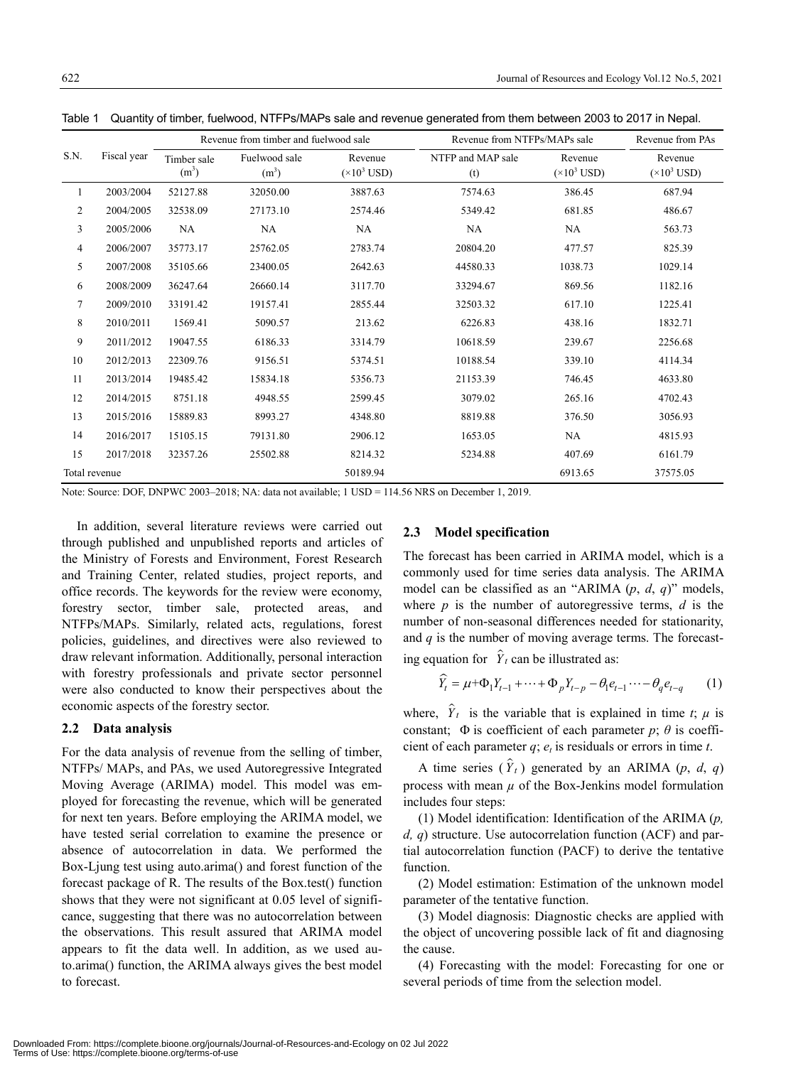Table 1 Quantity of timber, fuelwood, NTFPs/MAPs sale and revenue generated from them between 2003 to 2017 in Nepal.

| S.N. | Fiscal year | Revenue from timber and fuelwood sale | | | Revenue from NTFPs/MAPs sale | | Revenue from PAs |
|---|---|---|---|---|---|---|---|
| | | Timber sale ($m^3$) | Fuelwood sale ($m^3$) | Revenue ($\times 10^3$ USD) | NTFP and MAP sale (t) | Revenue ($\times 10^3$ USD) | Revenue ($\times 10^3$ USD) |
| 1 | 2003/2004 | 52127.88 | 32050.00 | 3887.63 | 7574.63 | 386.45 | 687.94 |
| 2 | 2004/2005 | 32538.09 | 27173.10 | 2574.46 | 5349.42 | 681.85 | 486.67 |
| 3 | 2005/2006 | NA | NA | NA | NA | NA | 563.73 |
| 4 | 2006/2007 | 35773.17 | 25762.05 | 2783.74 | 20804.20 | 477.57 | 825.39 |
| 5 | 2007/2008 | 35105.66 | 23400.05 | 2642.63 | 44580.33 | 1038.73 | 1029.14 |
| 6 | 2008/2009 | 36247.64 | 26660.14 | 3117.70 | 33294.67 | 869.56 | 1182.16 |
| 7 | 2009/2010 | 33191.42 | 19157.41 | 2855.44 | 32503.32 | 617.10 | 1225.41 |
| 8 | 2010/2011 | 1569.41 | 5090.57 | 213.62 | 6226.83 | 438.16 | 1832.71 |
| 9 | 2011/2012 | 19047.55 | 6186.33 | 3314.79 | 10618.59 | 239.67 | 2256.68 |
| 10 | 2012/2013 | 22309.76 | 9156.51 | 5374.51 | 10188.54 | 339.10 | 4114.34 |
| 11 | 2013/2014 | 19485.42 | 15834.18 | 5356.73 | 21153.39 | 746.45 | 4633.80 |
| 12 | 2014/2015 | 8751.18 | 4948.55 | 2599.45 | 3079.02 | 265.16 | 4702.43 |
| 13 | 2015/2016 | 15889.83 | 8993.27 | 4348.80 | 8819.88 | 376.50 | 3056.93 |
| 14 | 2016/2017 | 15105.15 | 79131.80 | 2906.12 | 1653.05 | NA | 4815.93 |
| 15 | 2017/2018 | 32357.26 | 25502.88 | 8214.32 | 5234.88 | 407.69 | 6161.79 |
| Total revenue | | | | 50189.94 | | 6913.65 | 37575.05 |

Note: Source: DOF, DNPWC 2003–2018; NA: data not available; 1 USD = 114.56 NRS on December 1, 2019.

In addition, several literature reviews were carried out through published and unpublished reports and articles of the Ministry of Forests and Environment, Forest Research and Training Center, related studies, project reports, and office records. The keywords for the review were economy, forestry sector, timber sale, protected areas, and NTFPs/MAPs. Similarly, related acts, regulations, forest policies, guidelines, and directives were also reviewed to draw relevant information. Additionally, personal interaction with forestry professionals and private sector personnel were also conducted to know their perspectives about the economic aspects of the forestry sector.

### 2.2 Data analysis

For the data analysis of revenue from the selling of timber, NTFPs/ MAPs, and PAs, we used Autoregressive Integrated Moving Average (ARIMA) model. This model was employed for forecasting the revenue, which will be generated for next ten years. Before employing the ARIMA model, we have tested serial correlation to examine the presence or absence of autocorrelation in data. We performed the Box-Ljung test using auto.arima() and forest function of the forecast package of R. The results of the Box.test() function shows that they were not significant at 0.05 level of significance, suggesting that there was no autocorrelation between the observations. This result assured that ARIMA model appears to fit the data well. In addition, as we used auto.arima() function, the ARIMA always gives the best model to forecast.

### 2.3 Model specification

The forecast has been carried in ARIMA model, which is a commonly used for time series data analysis. The ARIMA model can be classified as an "ARIMA ($p$, $d$, $q$)" models, where $p$ is the number of autoregressive terms, $d$ is the number of non-seasonal differences needed for stationarity, and $q$ is the number of moving average terms. The forecasting equation for $\hat{Y}_t$ can be illustrated as:

$$\hat{Y}_t = \mu + \Phi_1 Y_{t-1} + \cdots + \Phi_p Y_{t-p} - \theta_1 e_{t-1} \cdots - \theta_q e_{t-q} \quad (1)$$

where, $\hat{Y}_t$ is the variable that is explained in time $t$; $\mu$ is constant; $\Phi$ is coefficient of each parameter $p$; $\theta$ is coefficient of each parameter $q$; $e_t$ is residuals or errors in time $t$.

A time series ($\hat{Y}_t$) generated by an ARIMA ($p$, $d$, $q$) process with mean $\mu$ of the Box-Jenkins model formulation includes four steps:

(1) Model identification: Identification of the ARIMA ($p, d, q$) structure. Use autocorrelation function (ACF) and partial autocorrelation function (PACF) to derive the tentative function.

(2) Model estimation: Estimation of the unknown model parameter of the tentative function.

(3) Model diagnosis: Diagnostic checks are applied with the object of uncovering possible lack of fit and diagnosing the cause.

(4) Forecasting with the model: Forecasting for one or several periods of time from the selection model.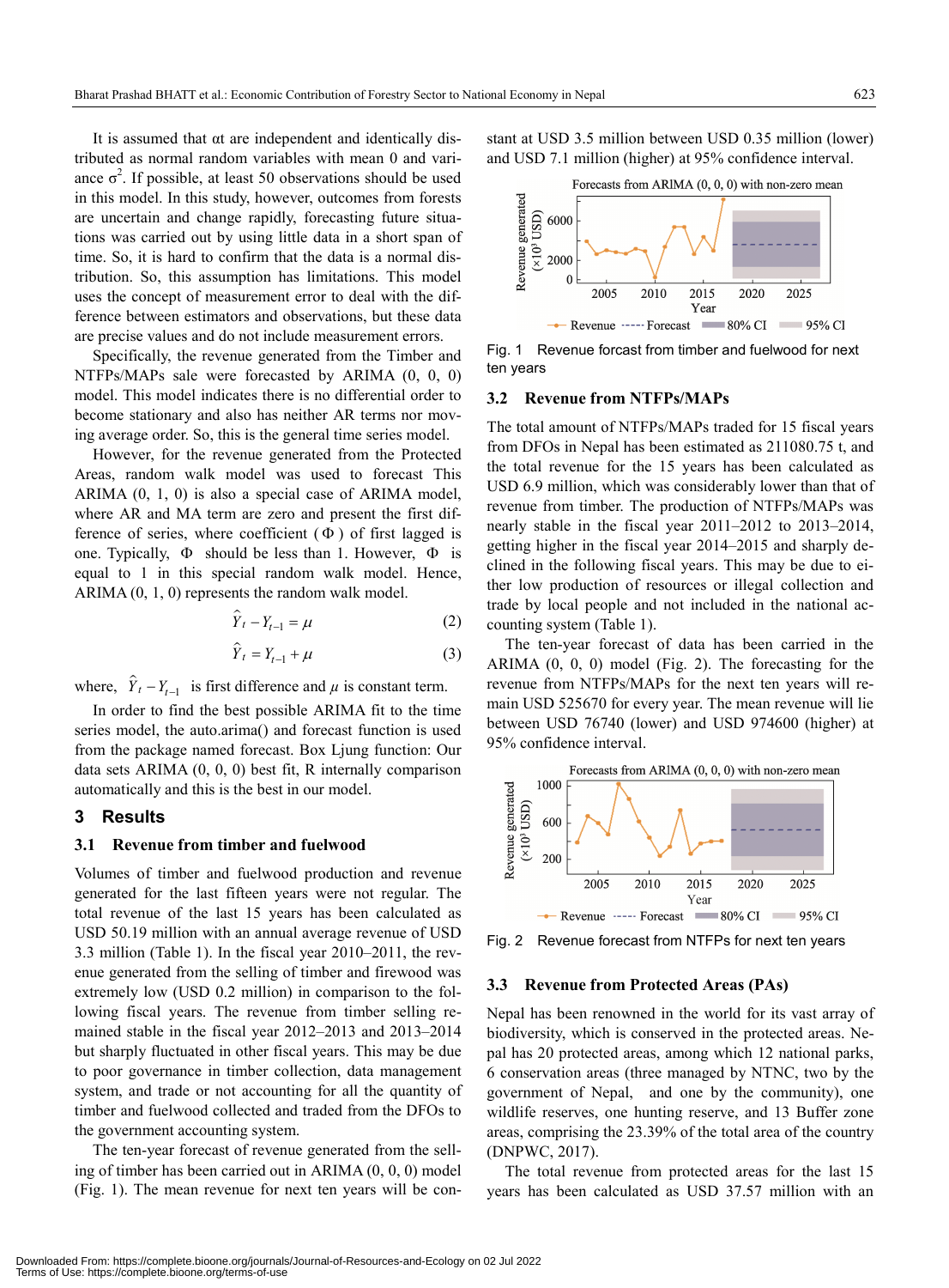It is assumed that αt are independent and identically distributed as normal random variables with mean 0 and variance $\sigma^2$. If possible, at least 50 observations should be used in this model. In this study, however, outcomes from forests are uncertain and change rapidly, forecasting future situations was carried out by using little data in a short span of time. So, it is hard to confirm that the data is a normal distribution. So, this assumption has limitations. This model uses the concept of measurement error to deal with the difference between estimators and observations, but these data are precise values and do not include measurement errors.

Specifically, the revenue generated from the Timber and NTFPs/MAPs sale were forecasted by ARIMA (0, 0, 0) model. This model indicates there is no differential order to become stationary and also has neither AR terms nor moving average order. So, this is the general time series model.

However, for the revenue generated from the Protected Areas, random walk model was used to forecast This ARIMA (0, 1, 0) is also a special case of ARIMA model, where AR and MA term are zero and present the first difference of series, where coefficient ( $\Phi$ ) of first lagged is one. Typically, $\Phi$ should be less than 1. However, $\Phi$ is equal to 1 in this special random walk model. Hence, ARIMA (0, 1, 0) represents the random walk model.

$$\hat{Y}_t - Y_{t-1} = \mu \tag{2}$$

$$\hat{Y}_t = Y_{t-1} + \mu \tag{3}$$

where, $\hat{Y}_t - Y_{t-1}$ is first difference and $\mu$ is constant term.

In order to find the best possible ARIMA fit to the time series model, the auto.arima() and forecast function is used from the package named forecast. Box Ljung function: Our data sets ARIMA (0, 0, 0) best fit, R internally comparison automatically and this is the best in our model.

## 3 Results

### 3.1 Revenue from timber and fuelwood

Volumes of timber and fuelwood production and revenue generated for the last fifteen years were not regular. The total revenue of the last 15 years has been calculated as USD 50.19 million with an annual average revenue of USD 3.3 million (Table 1). In the fiscal year 2010–2011, the revenue generated from the selling of timber and firewood was extremely low (USD 0.2 million) in comparison to the following fiscal years. The revenue from timber selling remained stable in the fiscal year 2012–2013 and 2013–2014 but sharply fluctuated in other fiscal years. This may be due to poor governance in timber collection, data management system, and trade or not accounting for all the quantity of timber and fuelwood collected and traded from the DFOs to the government accounting system.

The ten-year forecast of revenue generated from the selling of timber has been carried out in ARIMA (0, 0, 0) model (Fig. 1). The mean revenue for next ten years will be constant at USD 3.5 million between USD 0.35 million (lower) and USD 7.1 million (higher) at 95% confidence interval.

Fig. 1 Revenue forcast from timber and fuelwood for next ten years

### 3.2 Revenue from NTFPs/MAPs

The total amount of NTFPs/MAPs traded for 15 fiscal years from DFOs in Nepal has been estimated as 211080.75 t, and the total revenue for the 15 years has been calculated as USD 6.9 million, which was considerably lower than that of revenue from timber. The production of NTFPs/MAPs was nearly stable in the fiscal year 2011–2012 to 2013–2014, getting higher in the fiscal year 2014–2015 and sharply declined in the following fiscal years. This may be due to either low production of resources or illegal collection and trade by local people and not included in the national accounting system (Table 1).

The ten-year forecast of data has been carried in the ARIMA (0, 0, 0) model (Fig. 2). The forecasting for the revenue from NTFPs/MAPs for the next ten years will remain USD 525670 for every year. The mean revenue will lie between USD 76740 (lower) and USD 974600 (higher) at 95% confidence interval.

Fig. 2 Revenue forecast from NTFPs for next ten years

### 3.3 Revenue from Protected Areas (PAs)

Nepal has been renowned in the world for its vast array of biodiversity, which is conserved in the protected areas. Nepal has 20 protected areas, among which 12 national parks, 6 conservation areas (three managed by NTNC, two by the government of Nepal, and one by the community), one wildlife reserves, one hunting reserve, and 13 Buffer zone areas, comprising the 23.39% of the total area of the country (DNPWC, 2017).

The total revenue from protected areas for the last 15 years has been calculated as USD 37.57 million with an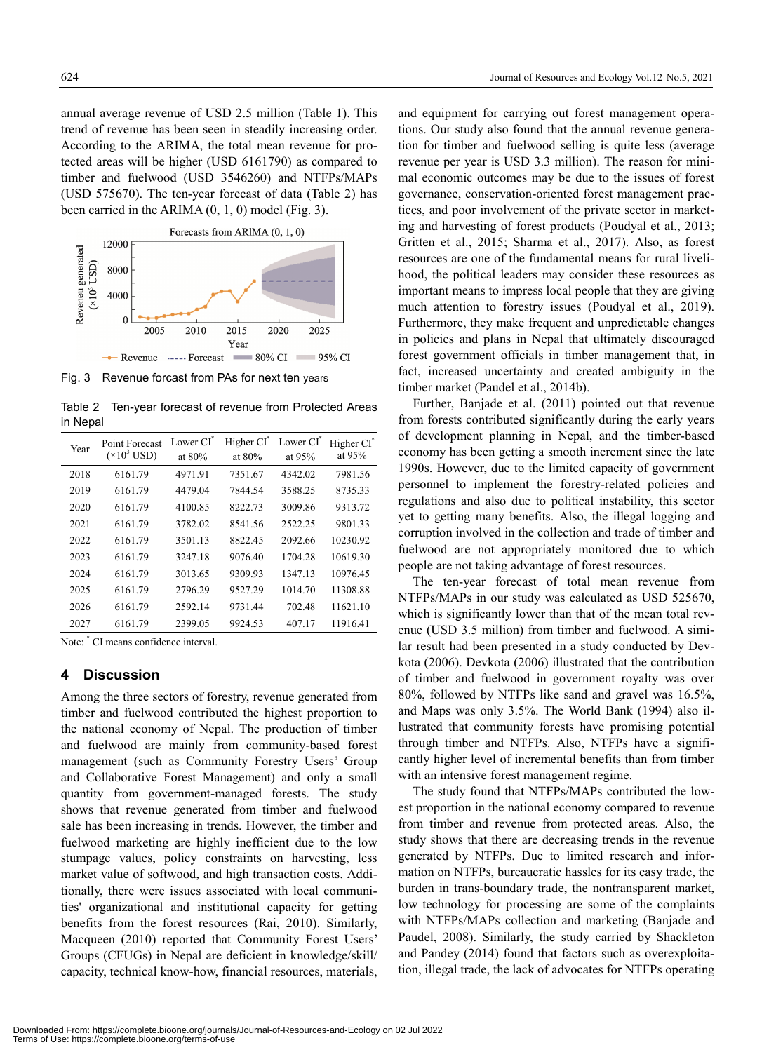annual average revenue of USD 2.5 million (Table 1). This trend of revenue has been seen in steadily increasing order. According to the ARIMA, the total mean revenue for protected areas will be higher (USD 6161790) as compared to timber and fuelwood (USD 3546260) and NTFPs/MAPs (USD 575670). The ten-year forecast of data (Table 2) has been carried in the ARIMA (0, 1, 0) model (Fig. 3).

Fig. 3 Revenue forcast from PAs for next ten years

Table 2 Ten-year forecast of revenue from Protected Areas in Nepal

| Year | Point Forecast ($\times 10^3$ USD) | Lower CI* at 80% | Higher CI* at 80% | Lower CI* at 95% | Higher CI* at 95% |
|---|---|---|---|---|---|
| 2018 | 6161.79 | 4971.91 | 7351.67 | 4342.02 | 7981.56 |
| 2019 | 6161.79 | 4479.04 | 7844.54 | 3588.25 | 8735.33 |
| 2020 | 6161.79 | 4100.85 | 8222.73 | 3009.86 | 9313.72 |
| 2021 | 6161.79 | 3782.02 | 8541.56 | 2522.25 | 9801.33 |
| 2022 | 6161.79 | 3501.13 | 8822.45 | 2092.66 | 10230.92 |
| 2023 | 6161.79 | 3247.18 | 9076.40 | 1704.28 | 10619.30 |
| 2024 | 6161.79 | 3013.65 | 9309.93 | 1347.13 | 10976.45 |
| 2025 | 6161.79 | 2796.29 | 9527.29 | 1014.70 | 11308.88 |
| 2026 | 6161.79 | 2592.14 | 9731.44 | 702.48 | 11621.10 |
| 2027 | 6161.79 | 2399.05 | 9924.53 | 407.17 | 11916.41 |

Note: * CI means confidence interval.

## 4 Discussion

Among the three sectors of forestry, revenue generated from timber and fuelwood contributed the highest proportion to the national economy of Nepal. The production of timber and fuelwood are mainly from community-based forest management (such as Community Forestry Users' Group and Collaborative Forest Management) and only a small quantity from government-managed forests. The study shows that revenue generated from timber and fuelwood sale has been increasing in trends. However, the timber and fuelwood marketing are highly inefficient due to the low stumpage values, policy constraints on harvesting, less market value of softwood, and high transaction costs. Additionally, there were issues associated with local communities' organizational and institutional capacity for getting benefits from the forest resources (Rai, 2010). Similarly, Macqueen (2010) reported that Community Forest Users' Groups (CFUGs) in Nepal are deficient in knowledge/skill/capacity, technical know-how, financial resources, materials, and equipment for carrying out forest management operations. Our study also found that the annual revenue generation for timber and fuelwood selling is quite less (average revenue per year is USD 3.3 million). The reason for minimal economic outcomes may be due to the issues of forest governance, conservation-oriented forest management practices, and poor involvement of the private sector in marketing and harvesting of forest products (Poudyal et al., 2013; Gritten et al., 2015; Sharma et al., 2017). Also, as forest resources are one of the fundamental means for rural livelihood, the political leaders may consider these resources as important means to impress local people that they are giving much attention to forestry issues (Poudyal et al., 2019). Furthermore, they make frequent and unpredictable changes in policies and plans in Nepal that ultimately discouraged forest government officials in timber management that, in fact, increased uncertainty and created ambiguity in the timber market (Paudel et al., 2014b).

Further, Banjade et al. (2011) pointed out that revenue from forests contributed significantly during the early years of development planning in Nepal, and the timber-based economy has been getting a smooth increment since the late 1990s. However, due to the limited capacity of government personnel to implement the forestry-related policies and regulations and also due to political instability, this sector yet to getting many benefits. Also, the illegal logging and corruption involved in the collection and trade of timber and fuelwood are not appropriately monitored due to which people are not taking advantage of forest resources.

The ten-year forecast of total mean revenue from NTFPs/MAPs in our study was calculated as USD 525670, which is significantly lower than that of the mean total revenue (USD 3.5 million) from timber and fuelwood. A similar result had been presented in a study conducted by Devkota (2006). Devkota (2006) illustrated that the contribution of timber and fuelwood in government royalty was over 80%, followed by NTFPs like sand and gravel was 16.5%, and Maps was only 3.5%. The World Bank (1994) also illustrated that community forests have promising potential through timber and NTFPs. Also, NTFPs have a significantly higher level of incremental benefits than from timber with an intensive forest management regime.

The study found that NTFPs/MAPs contributed the lowest proportion in the national economy compared to revenue from timber and revenue from protected areas. Also, the study shows that there are decreasing trends in the revenue generated by NTFPs. Due to limited research and information on NTFPs, bureaucratic hassles for its easy trade, the burden in trans-boundary trade, the nontransparent market, low technology for processing are some of the complaints with NTFPs/MAPs collection and marketing (Banjade and Paudel, 2008). Similarly, the study carried by Shackleton and Pandey (2014) found that factors such as overexploitation, illegal trade, the lack of advocates for NTFPs operating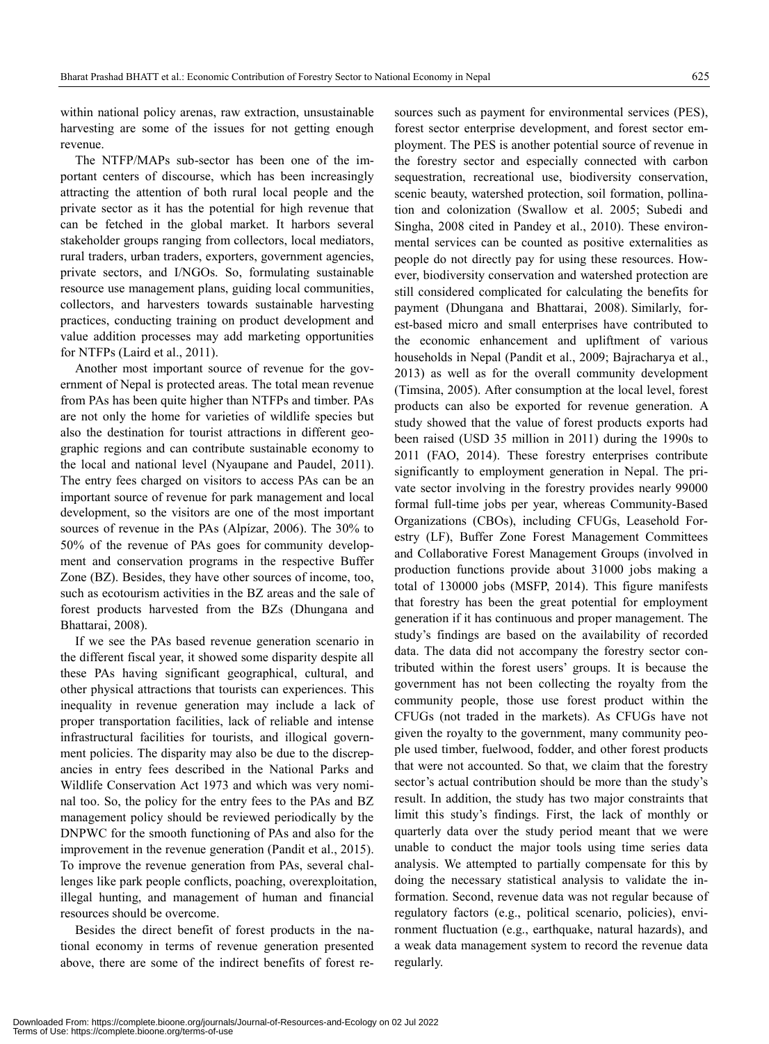within national policy arenas, raw extraction, unsustainable harvesting are some of the issues for not getting enough revenue.

The NTFP/MAPs sub-sector has been one of the important centers of discourse, which has been increasingly attracting the attention of both rural local people and the private sector as it has the potential for high revenue that can be fetched in the global market. It harbors several stakeholder groups ranging from collectors, local mediators, rural traders, urban traders, exporters, government agencies, private sectors, and I/NGOs. So, formulating sustainable resource use management plans, guiding local communities, collectors, and harvesters towards sustainable harvesting practices, conducting training on product development and value addition processes may add marketing opportunities for NTFPs (Laird et al., 2011).

Another most important source of revenue for the government of Nepal is protected areas. The total mean revenue from PAs has been quite higher than NTFPs and timber. PAs are not only the home for varieties of wildlife species but also the destination for tourist attractions in different geographic regions and can contribute sustainable economy to the local and national level (Nyaupane and Paudel, 2011). The entry fees charged on visitors to access PAs can be an important source of revenue for park management and local development, so the visitors are one of the most important sources of revenue in the PAs (Alpízar, 2006). The 30% to 50% of the revenue of PAs goes for community development and conservation programs in the respective Buffer Zone (BZ). Besides, they have other sources of income, too, such as ecotourism activities in the BZ areas and the sale of forest products harvested from the BZs (Dhungana and Bhattarai, 2008).

If we see the PAs based revenue generation scenario in the different fiscal year, it showed some disparity despite all these PAs having significant geographical, cultural, and other physical attractions that tourists can experiences. This inequality in revenue generation may include a lack of proper transportation facilities, lack of reliable and intense infrastructural facilities for tourists, and illogical government policies. The disparity may also be due to the discrepancies in entry fees described in the National Parks and Wildlife Conservation Act 1973 and which was very nominal too. So, the policy for the entry fees to the PAs and BZ management policy should be reviewed periodically by the DNPWC for the smooth functioning of PAs and also for the improvement in the revenue generation (Pandit et al., 2015). To improve the revenue generation from PAs, several challenges like park people conflicts, poaching, overexploitation, illegal hunting, and management of human and financial resources should be overcome.

Besides the direct benefit of forest products in the national economy in terms of revenue generation presented above, there are some of the indirect benefits of forest resources such as payment for environmental services (PES), forest sector enterprise development, and forest sector employment. The PES is another potential source of revenue in the forestry sector and especially connected with carbon sequestration, recreational use, biodiversity conservation, scenic beauty, watershed protection, soil formation, pollination and colonization (Swallow et al. 2005; Subedi and Singha, 2008 cited in Pandey et al., 2010). These environmental services can be counted as positive externalities as people do not directly pay for using these resources. However, biodiversity conservation and watershed protection are still considered complicated for calculating the benefits for payment (Dhungana and Bhattarai, 2008). Similarly, forest-based micro and small enterprises have contributed to the economic enhancement and upliftment of various households in Nepal (Pandit et al., 2009; Bajracharya et al., 2013) as well as for the overall community development (Timsina, 2005). After consumption at the local level, forest products can also be exported for revenue generation. A study showed that the value of forest products exports had been raised (USD 35 million in 2011) during the 1990s to 2011 (FAO, 2014). These forestry enterprises contribute significantly to employment generation in Nepal. The private sector involving in the forestry provides nearly 99000 formal full-time jobs per year, whereas Community-Based Organizations (CBOs), including CFUGs, Leasehold Forestry (LF), Buffer Zone Forest Management Committees and Collaborative Forest Management Groups (involved in production functions provide about 31000 jobs making a total of 130000 jobs (MSFP, 2014). This figure manifests that forestry has been the great potential for employment generation if it has continuous and proper management. The study's findings are based on the availability of recorded data. The data did not accompany the forestry sector contributed within the forest users' groups. It is because the government has not been collecting the royalty from the community people, those use forest product within the CFUGs (not traded in the markets). As CFUGs have not given the royalty to the government, many community people used timber, fuelwood, fodder, and other forest products that were not accounted. So that, we claim that the forestry sector's actual contribution should be more than the study's result. In addition, the study has two major constraints that limit this study's findings. First, the lack of monthly or quarterly data over the study period meant that we were unable to conduct the major tools using time series data analysis. We attempted to partially compensate for this by doing the necessary statistical analysis to validate the information. Second, revenue data was not regular because of regulatory factors (e.g., political scenario, policies), environment fluctuation (e.g., earthquake, natural hazards), and a weak data management system to record the revenue data regularly.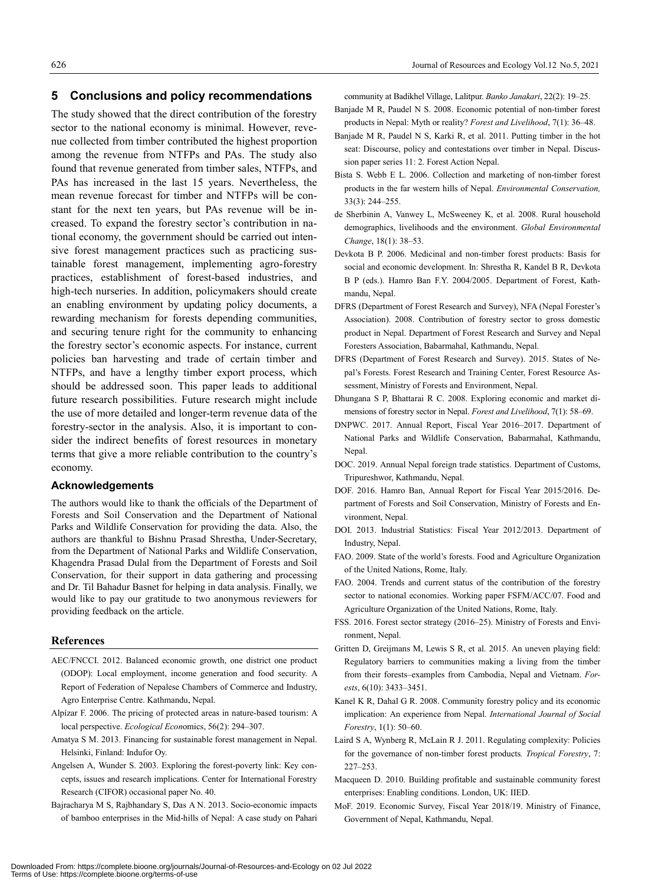## 5 Conclusions and policy recommendations

The study showed that the direct contribution of the forestry sector to the national economy is minimal. However, revenue collected from timber contributed the highest proportion among the revenue from NTFPs and PAs. The study also found that revenue generated from timber sales, NTFPs, and PAs has increased in the last 15 years. Nevertheless, the mean revenue forecast for timber and NTFPs will be constant for the next ten years, but PAs revenue will be increased. To expand the forestry sector's contribution in national economy, the government should be carried out intensive forest management practices such as practicing sustainable forest management, implementing agro-forestry practices, establishment of forest-based industries, and high-tech nurseries. In addition, policymakers should create an enabling environment by updating policy documents, a rewarding mechanism for forests depending communities, and securing tenure right for the community to enhancing the forestry sector's economic aspects. For instance, current policies ban harvesting and trade of certain timber and NTFPs, and have a lengthy timber export process, which should be addressed soon. This paper leads to additional future research possibilities. Future research might include the use of more detailed and longer-term revenue data of the forestry-sector in the analysis. Also, it is important to consider the indirect benefits of forest resources in monetary terms that give a more reliable contribution to the country's economy.

### Acknowledgements

The authors would like to thank the officials of the Department of Forests and Soil Conservation and the Department of National Parks and Wildlife Conservation for providing the data. Also, the authors are thankful to Bishnu Prasad Shrestha, Under-Secretary, from the Department of National Parks and Wildlife Conservation, Khagendra Prasad Dulal from the Department of Forests and Soil Conservation, for their support in data gathering and processing and Dr. Til Bahadur Basnet for helping in data analysis. Finally, we would like to pay our gratitude to two anonymous reviewers for providing feedback on the article.

## References

AEC/FNCCI. 2012. Balanced economic growth, one district one product (ODOP): Local employment, income generation and food security. A Report of Federation of Nepalese Chambers of Commerce and Industry, Agro Enterprise Centre. Kathmandu, Nepal.

Alpízar F. 2006. The pricing of protected areas in nature-based tourism: A local perspective. *Ecological Economics*, 56(2): 294–307.

Amatya S M. 2013. Financing for sustainable forest management in Nepal. Helsinki, Finland: Indufor Oy.

Angelsen A, Wunder S. 2003. Exploring the forest-poverty link: Key concepts, issues and research implications. Center for International Forestry Research (CIFOR) occasional paper No. 40.

Bajracharya M S, Rajbhandary S, Das A N. 2013. Socio-economic impacts of bamboo enterprises in the Mid-hills of Nepal: A case study on Pahari community at Badikhel Village, Lalitpur. *Banko Janakari*, 22(2): 19–25.

Banjade M R, Paudel N S. 2008. Economic potential of non-timber forest products in Nepal: Myth or reality? *Forest and Livelihood*, 7(1): 36–48.

Banjade M R, Paudel N S, Karki R, et al. 2011. Putting timber in the hot seat: Discourse, policy and contestations over timber in Nepal. Discussion paper series 11: 2. Forest Action Nepal.

Bista S. Webb E L. 2006. Collection and marketing of non-timber forest products in the far western hills of Nepal. *Environmental Conservation,* 33(3): 244–255.

de Sherbinin A, Vanwey L, McSweeney K, et al. 2008. Rural household demographics, livelihoods and the environment. *Global Environmental Change*, 18(1): 38–53.

Devkota B P. 2006. Medicinal and non-timber forest products: Basis for social and economic development. In: Shrestha R, Kandel B R, Devkota B P (eds.). Hamro Ban F.Y. 2004/2005. Department of Forest, Kathmandu, Nepal.

DFRS (Department of Forest Research and Survey), NFA (Nepal Forester's Association). 2008. Contribution of forestry sector to gross domestic product in Nepal. Department of Forest Research and Survey and Nepal Foresters Association, Babarmahal, Kathmandu, Nepal.

DFRS (Department of Forest Research and Survey). 2015. States of Nepal's Forests. Forest Research and Training Center, Forest Resource Assessment, Ministry of Forests and Environment, Nepal.

Dhungana S P, Bhattarai R C. 2008. Exploring economic and market dimensions of forestry sector in Nepal. *Forest and Livelihood*, 7(1): 58–69.

DNPWC. 2017. Annual Report, Fiscal Year 2016–2017. Department of National Parks and Wildlife Conservation, Babarmahal, Kathmandu, Nepal.

DOC. 2019. Annual Nepal foreign trade statistics. Department of Customs, Tripureshwor, Kathmandu, Nepal.

DOF. 2016. Hamro Ban, Annual Report for Fiscal Year 2015/2016. Department of Forests and Soil Conservation, Ministry of Forests and Environment, Nepal.

DOI. 2013. Industrial Statistics: Fiscal Year 2012/2013. Department of Industry, Nepal.

FAO. 2009. State of the world's forests. Food and Agriculture Organization of the United Nations, Rome, Italy.

FAO. 2004. Trends and current status of the contribution of the forestry sector to national economies. Working paper FSFM/ACC/07. Food and Agriculture Organization of the United Nations, Rome, Italy.

FSS. 2016. Forest sector strategy (2016–25). Ministry of Forests and Environment, Nepal.

Gritten D, Greijmans M, Lewis S R, et al. 2015. An uneven playing field: Regulatory barriers to communities making a living from the timber from their forests–examples from Cambodia, Nepal and Vietnam. *Forests*, 6(10): 3433–3451.

Kanel K R, Dahal G R. 2008. Community forestry policy and its economic implication: An experience from Nepal. *International Journal of Social Forestry*, 1(1): 50–60.

Laird S A, Wynberg R, McLain R J. 2011. Regulating complexity: Policies for the governance of non-timber forest products*. Tropical Forestry*, 7: 227–253.

Macqueen D. 2010. Building profitable and sustainable community forest enterprises: Enabling conditions. London, UK: IIED.

MoF. 2019. Economic Survey, Fiscal Year 2018/19. Ministry of Finance, Government of Nepal, Kathmandu, Nepal.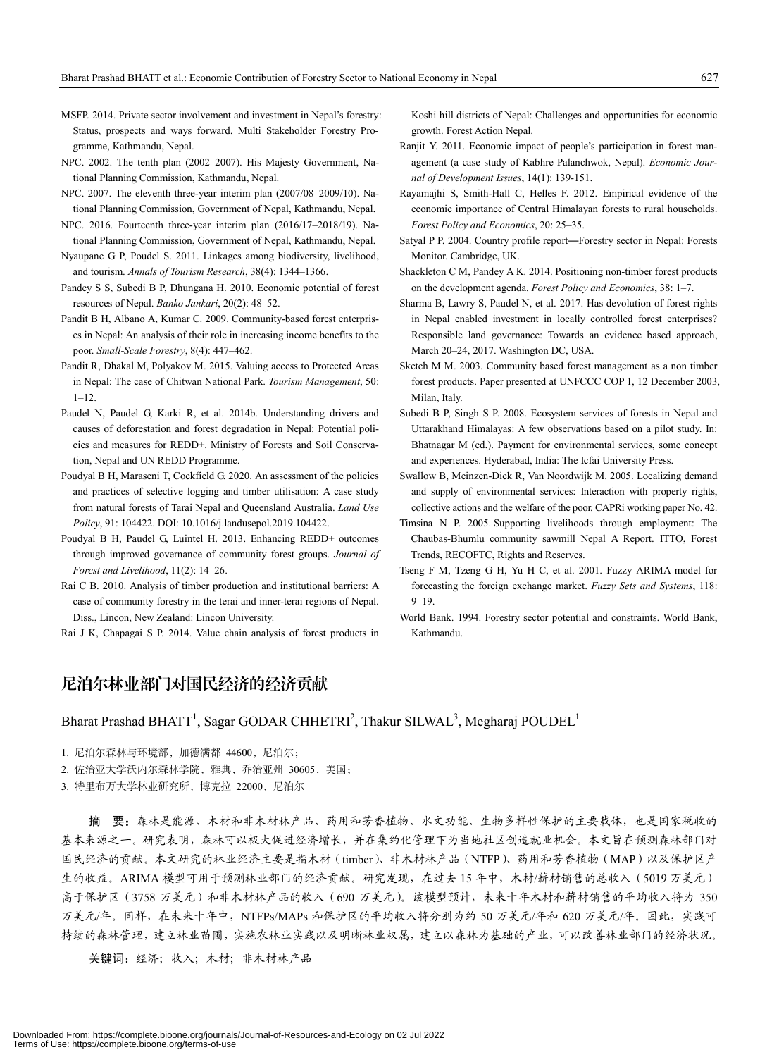MSFP. 2014. Private sector involvement and investment in Nepal's forestry: Status, prospects and ways forward. Multi Stakeholder Forestry Programme, Kathmandu, Nepal.

NPC. 2002. The tenth plan (2002–2007). His Majesty Government, National Planning Commission, Kathmandu, Nepal.

NPC. 2007. The eleventh three-year interim plan (2007/08–2009/10). National Planning Commission, Government of Nepal, Kathmandu, Nepal.

NPC. 2016. Fourteenth three-year interim plan (2016/17–2018/19). National Planning Commission, Government of Nepal, Kathmandu, Nepal.

Nyaupane G P, Poudel S. 2011. Linkages among biodiversity, livelihood, and tourism. *Annals of Tourism Research*, 38(4): 1344–1366.

Pandey S S, Subedi B P, Dhungana H. 2010. Economic potential of forest resources of Nepal. *Banko Jankari*, 20(2): 48–52.

Pandit B H, Albano A, Kumar C. 2009. Community-based forest enterprises in Nepal: An analysis of their role in increasing income benefits to the poor. *Small-Scale Forestry*, 8(4): 447–462.

Pandit R, Dhakal M, Polyakov M. 2015. Valuing access to Protected Areas in Nepal: The case of Chitwan National Park. *Tourism Management*, 50: 1–12.

Paudel N, Paudel G, Karki R, et al. 2014b. Understanding drivers and causes of deforestation and forest degradation in Nepal: Potential policies and measures for REDD+. Ministry of Forests and Soil Conservation, Nepal and UN REDD Programme.

Poudyal B H, Maraseni T, Cockfield G. 2020. An assessment of the policies and practices of selective logging and timber utilisation: A case study from natural forests of Tarai Nepal and Queensland Australia. *Land Use Policy*, 91: 104422. DOI: 10.1016/j.landusepol.2019.104422.

Poudyal B H, Paudel G, Luintel H. 2013. Enhancing REDD+ outcomes through improved governance of community forest groups. *Journal of Forest and Livelihood*, 11(2): 14–26.

Rai C B. 2010. Analysis of timber production and institutional barriers: A case of community forestry in the terai and inner-terai regions of Nepal. Diss., Lincon, New Zealand: Lincon University.

Rai J K, Chapagai S P. 2014. Value chain analysis of forest products in Koshi hill districts of Nepal: Challenges and opportunities for economic growth. Forest Action Nepal.

Ranjit Y. 2011. Economic impact of people's participation in forest management (a case study of Kabhre Palanchwok, Nepal). *Economic Journal of Development Issues*, 14(1): 139-151.

Rayamajhi S, Smith-Hall C, Helles F. 2012. Empirical evidence of the economic importance of Central Himalayan forests to rural households. *Forest Policy and Economics*, 20: 25–35.

Satyal P P. 2004. Country profile report—Forestry sector in Nepal: Forests Monitor. Cambridge, UK.

Shackleton C M, Pandey A K. 2014. Positioning non-timber forest products on the development agenda. *Forest Policy and Economics*, 38: 1–7.

Sharma B, Lawry S, Paudel N, et al. 2017. Has devolution of forest rights in Nepal enabled investment in locally controlled forest enterprises? Responsible land governance: Towards an evidence based approach, March 20–24, 2017. Washington DC, USA.

Sketch M M. 2003. Community based forest management as a non timber forest products. Paper presented at UNFCCC COP 1, 12 December 2003, Milan, Italy.

Subedi B P, Singh S P. 2008. Ecosystem services of forests in Nepal and Uttarakhand Himalayas: A few observations based on a pilot study. In: Bhatnagar M (ed.). Payment for environmental services, some concept and experiences. Hyderabad, India: The Icfai University Press.

Swallow B, Meinzen-Dick R, Van Noordwijk M. 2005. Localizing demand and supply of environmental services: Interaction with property rights, collective actions and the welfare of the poor. CAPRi working paper No. 42.

Timsina N P. 2005. Supporting livelihoods through employment: The Chaubas-Bhumlu community sawmill Nepal A Report. ITTO, Forest Trends, RECOFTC, Rights and Reserves.

Tseng F M, Tzeng G H, Yu H C, et al. 2001. Fuzzy ARIMA model for forecasting the foreign exchange market. *Fuzzy Sets and Systems*, 118: 9–19.

World Bank. 1994. Forestry sector potential and constraints. World Bank, Kathmandu.

# 尼泊尔林业部门对国民经济的经济贡献

Bharat Prashad BHATT[1], Sagar GODAR CHHETRI[2], Thakur SILWAL[3], Megharaj POUDEL[1]

1. 尼泊尔森林与环境部，加德满都 44600，尼泊尔；
2. 佐治亚大学沃内尔森林学院，雅典，乔治亚州 30605，美国；
3. 特里布万大学林业研究所，博克拉 22000，尼泊尔

**摘　要：**森林是能源、木材和非木材林产品、药用和芳香植物、水文功能、生物多样性保护的主要载体，也是国家税收的基本来源之一。研究表明，森林可以极大促进经济增长，并在集约化管理下为当地社区创造就业机会。本文旨在预测森林部门对国民经济的贡献。本文研究的林业经济主要是指木材（timber）、非木材林产品（NTFP）、药用和芳香植物（MAP）以及保护区产生的收益。ARIMA 模型可用于预测林业部门的经济贡献。研究发现，在过去 15 年中，木材/薪材销售的总收入（5019 万美元）高于保护区（3758 万美元）和非木材林产品的收入（690 万美元）。该模型预计，未来十年木材和薪材销售的平均收入将为 350 万美元/年。同样，在未来十年中，NTFPs/MAPs 和保护区的平均收入将分别为约 50 万美元/年和 620 万美元/年。因此，实践可持续的森林管理，建立林业苗圃，实施农林业实践以及明晰林业权属，建立以森林为基础的产业，可以改善林业部门的经济状况。

**关键词：**经济；收入；木材；非木材林产品